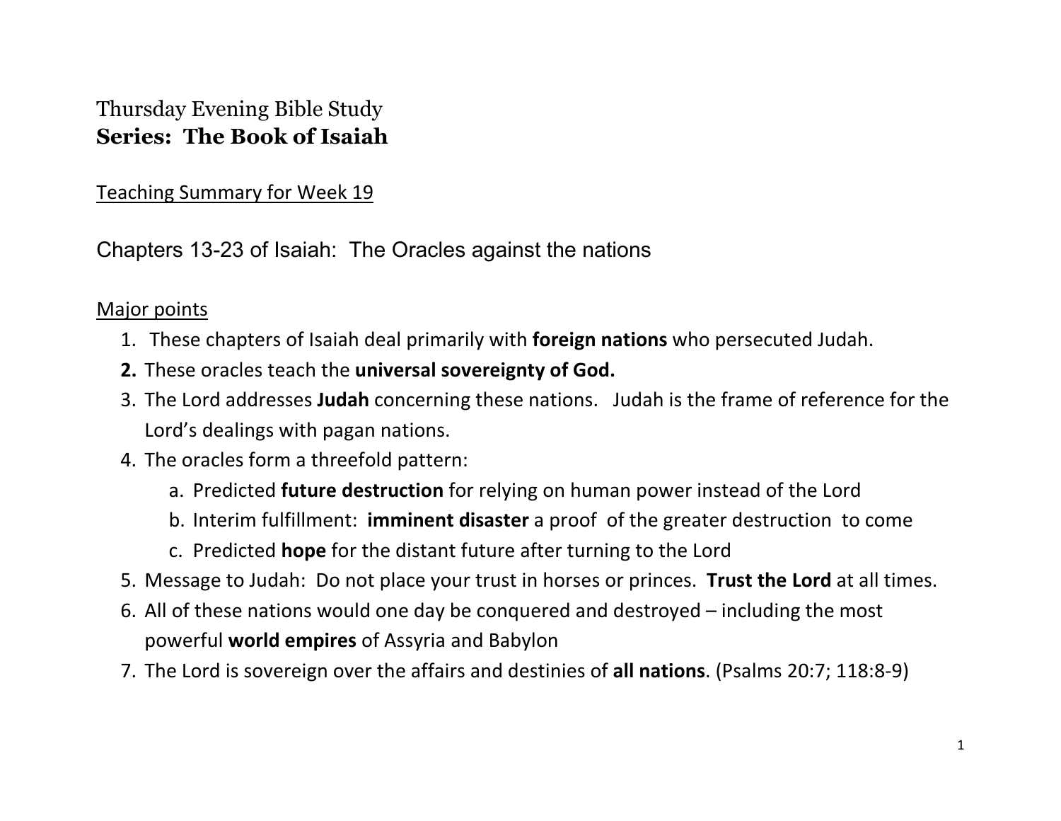Thursday Evening Bible Study

**Series: The Book of Isaiah**

Teaching Summary for Week 19

## Chapters 13-23 of Isaiah: The Oracles against the nations

Major points

1. These chapters of Isaiah deal primarily with **foreign nations** who persecuted Judah.
2. These oracles teach the **universal sovereignty of God.**
3. The Lord addresses **Judah** concerning these nations. Judah is the frame of reference for the Lord's dealings with pagan nations.
4. The oracles form a threefold pattern:
    a. Predicted **future destruction** for relying on human power instead of the Lord
    b. Interim fulfillment: **imminent disaster** a proof of the greater destruction to come
    c. Predicted **hope** for the distant future after turning to the Lord
5. Message to Judah: Do not place your trust in horses or princes. **Trust the Lord** at all times.
6. All of these nations would one day be conquered and destroyed – including the most powerful **world empires** of Assyria and Babylon
7. The Lord is sovereign over the affairs and destinies of **all nations**. (Psalms 20:7; 118:8-9)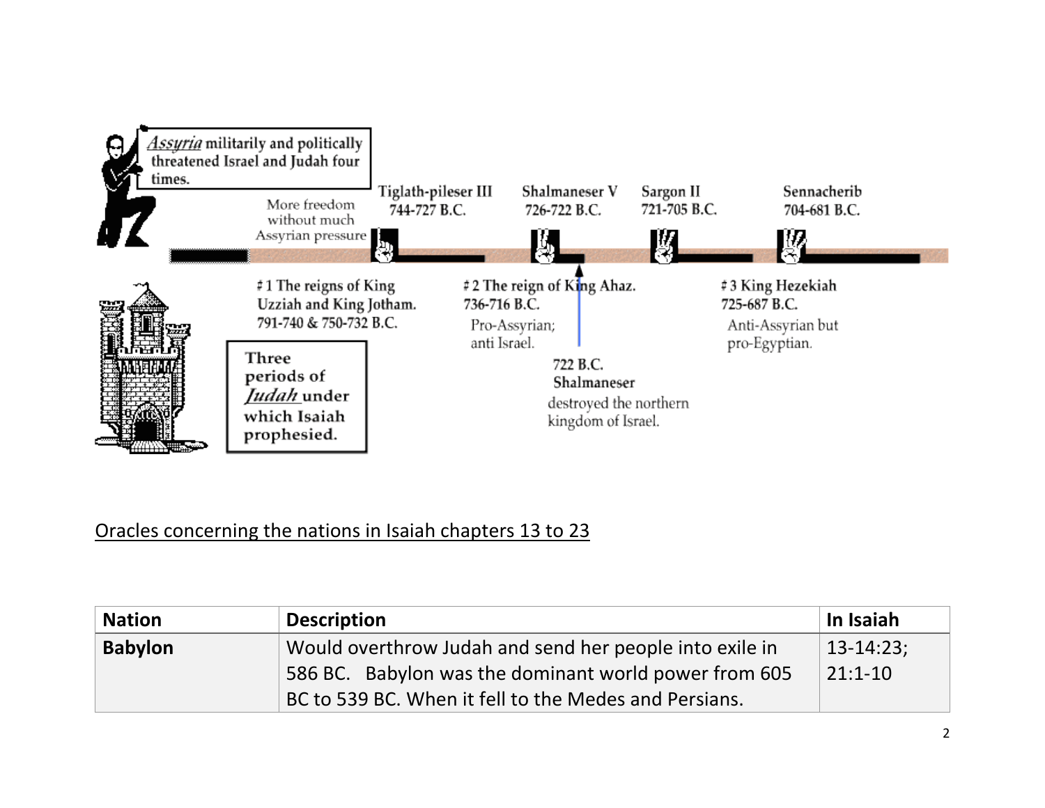*Assyria* militarily and politically threatened Israel and Judah four times.

More freedom without much Assyrian pressure

Tiglath-pileser III 744-727 B.C.

Shalmaneser V 726-722 B.C.

Sargon II 721-705 B.C.

Sennacherib 704-681 B.C.

#1 The reigns of King Uzziah and King Jotham. 791-740 & 750-732 B.C.

#2 The reign of King Ahaz. 736-716 B.C. Pro-Assyrian; anti Israel.

#3 King Hezekiah 725-687 B.C. Anti-Assyrian but pro-Egyptian.

722 B.C. Shalmaneser destroyed the northern kingdom of Israel.

Three periods of *Judah* under which Isaiah prophesied.

<u>Oracles concerning the nations in Isaiah chapters 13 to 23</u>

| Nation | Description | In Isaiah |
|---|---|---|
| **Babylon** | Would overthrow Judah and send her people into exile in 586 BC. Babylon was the dominant world power from 605 BC to 539 BC. When it fell to the Medes and Persians. | 13-14:23; 21:1-10 |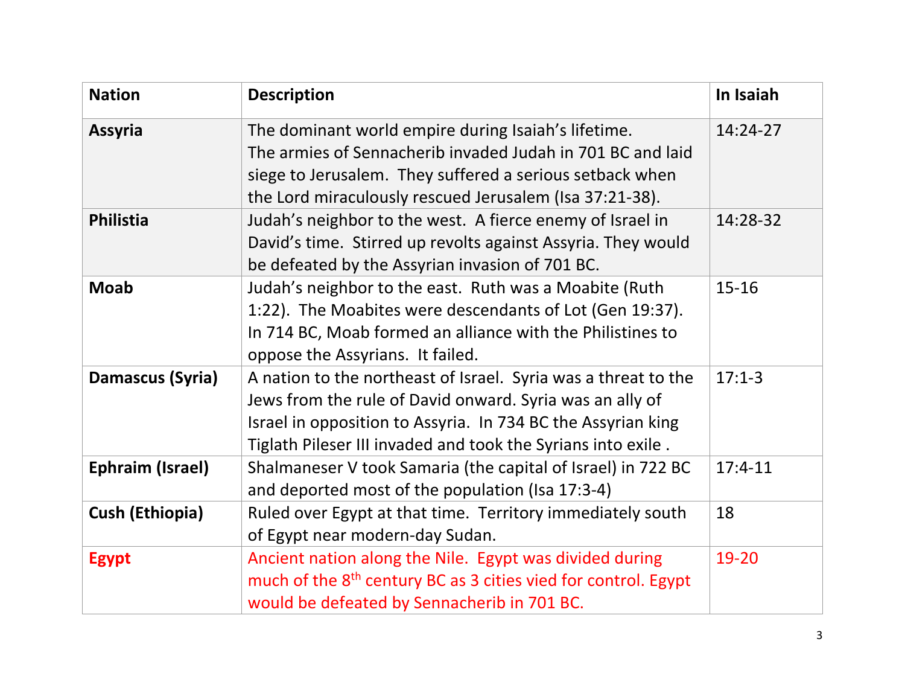| Nation | Description | In Isaiah |
|---|---|---|
| **Assyria** | The dominant world empire during Isaiah's lifetime. The armies of Sennacherib invaded Judah in 701 BC and laid siege to Jerusalem. They suffered a serious setback when the Lord miraculously rescued Jerusalem (Isa 37:21-38). | 14:24-27 |
| **Philistia** | Judah's neighbor to the west. A fierce enemy of Israel in David's time. Stirred up revolts against Assyria. They would be defeated by the Assyrian invasion of 701 BC. | 14:28-32 |
| **Moab** | Judah's neighbor to the east. Ruth was a Moabite (Ruth 1:22). The Moabites were descendants of Lot (Gen 19:37). In 714 BC, Moab formed an alliance with the Philistines to oppose the Assyrians. It failed. | 15-16 |
| **Damascus (Syria)** | A nation to the northeast of Israel. Syria was a threat to the Jews from the rule of David onward. Syria was an ally of Israel in opposition to Assyria. In 734 BC the Assyrian king Tiglath Pileser III invaded and took the Syrians into exile . | 17:1-3 |
| **Ephraim (Israel)** | Shalmaneser V took Samaria (the capital of Israel) in 722 BC and deported most of the population (Isa 17:3-4) | 17:4-11 |
| **Cush (Ethiopia)** | Ruled over Egypt at that time. Territory immediately south of Egypt near modern-day Sudan. | 18 |
| **Egypt** | Ancient nation along the Nile. Egypt was divided during much of the 8th century BC as 3 cities vied for control. Egypt would be defeated by Sennacherib in 701 BC. | 19-20 |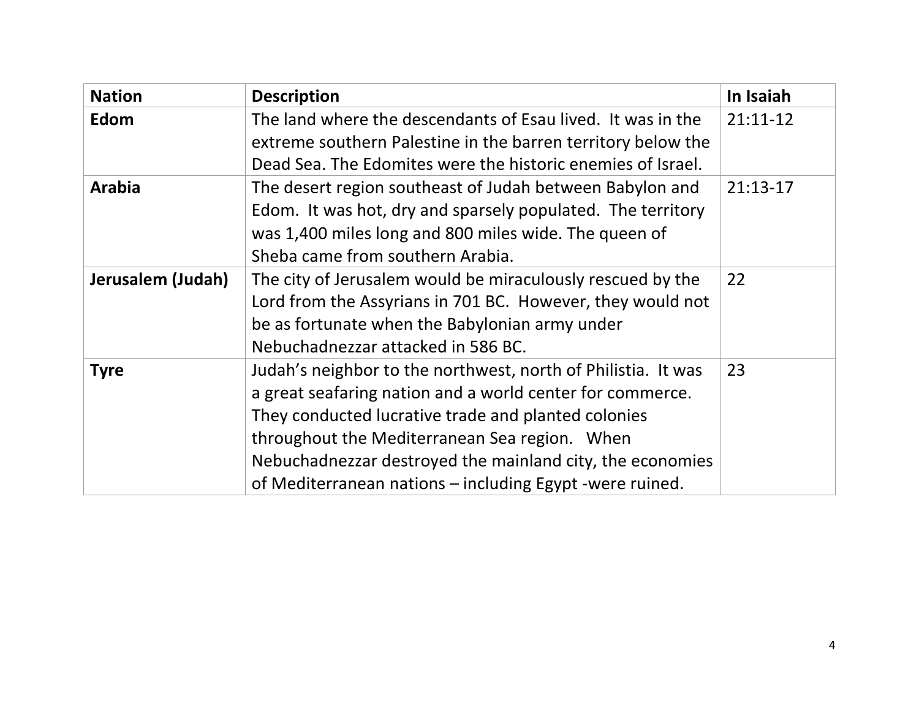| Nation | Description | In Isaiah |
| --- | --- | --- |
| **Edom** | The land where the descendants of Esau lived. It was in the extreme southern Palestine in the barren territory below the Dead Sea. The Edomites were the historic enemies of Israel. | 21:11-12 |
| **Arabia** | The desert region southeast of Judah between Babylon and Edom. It was hot, dry and sparsely populated. The territory was 1,400 miles long and 800 miles wide. The queen of Sheba came from southern Arabia. | 21:13-17 |
| **Jerusalem (Judah)** | The city of Jerusalem would be miraculously rescued by the Lord from the Assyrians in 701 BC. However, they would not be as fortunate when the Babylonian army under Nebuchadnezzar attacked in 586 BC. | 22 |
| **Tyre** | Judah's neighbor to the northwest, north of Philistia. It was a great seafaring nation and a world center for commerce. They conducted lucrative trade and planted colonies throughout the Mediterranean Sea region. When Nebuchadnezzar destroyed the mainland city, the economies of Mediterranean nations – including Egypt -were ruined. | 23 |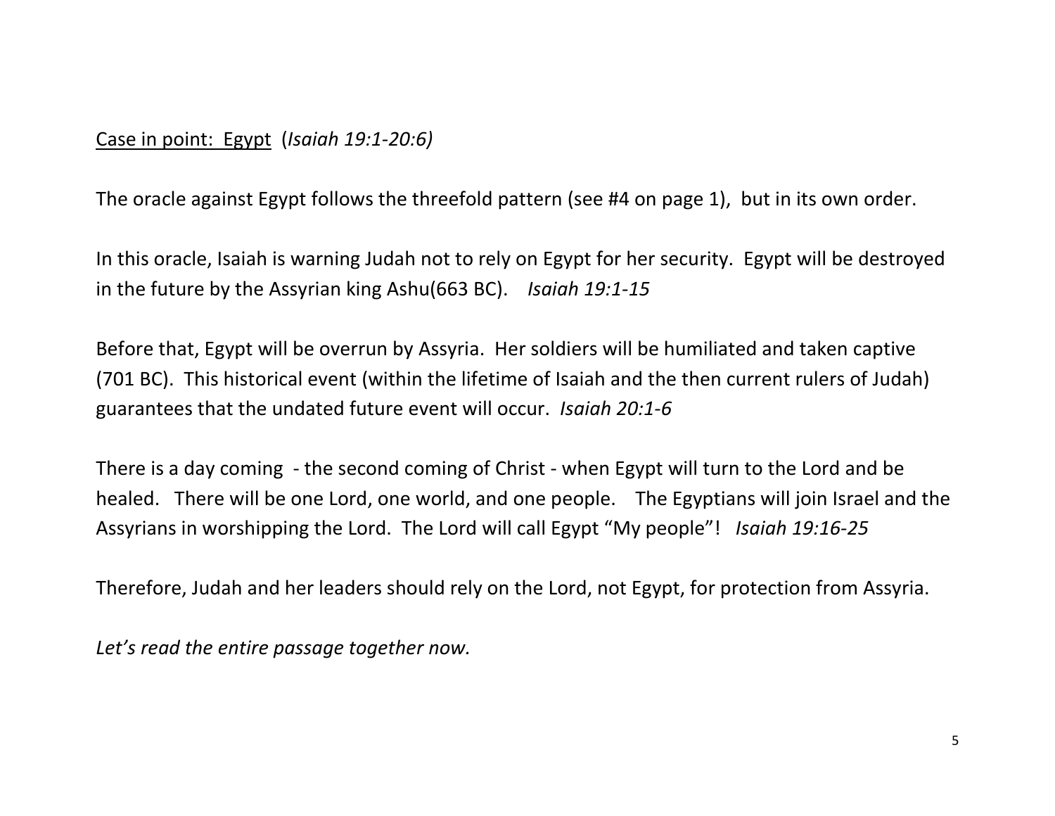<u>Case in point: Egypt</u> (*Isaiah 19:1-20:6)*

The oracle against Egypt follows the threefold pattern (see #4 on page 1), but in its own order.

In this oracle, Isaiah is warning Judah not to rely on Egypt for her security. Egypt will be destroyed in the future by the Assyrian king Ashu(663 BC). *Isaiah 19:1-15*

Before that, Egypt will be overrun by Assyria. Her soldiers will be humiliated and taken captive (701 BC). This historical event (within the lifetime of Isaiah and the then current rulers of Judah) guarantees that the undated future event will occur. *Isaiah 20:1-6*

There is a day coming - the second coming of Christ - when Egypt will turn to the Lord and be healed. There will be one Lord, one world, and one people. The Egyptians will join Israel and the Assyrians in worshipping the Lord. The Lord will call Egypt "My people"! *Isaiah 19:16-25*

Therefore, Judah and her leaders should rely on the Lord, not Egypt, for protection from Assyria.

*Let's read the entire passage together now.*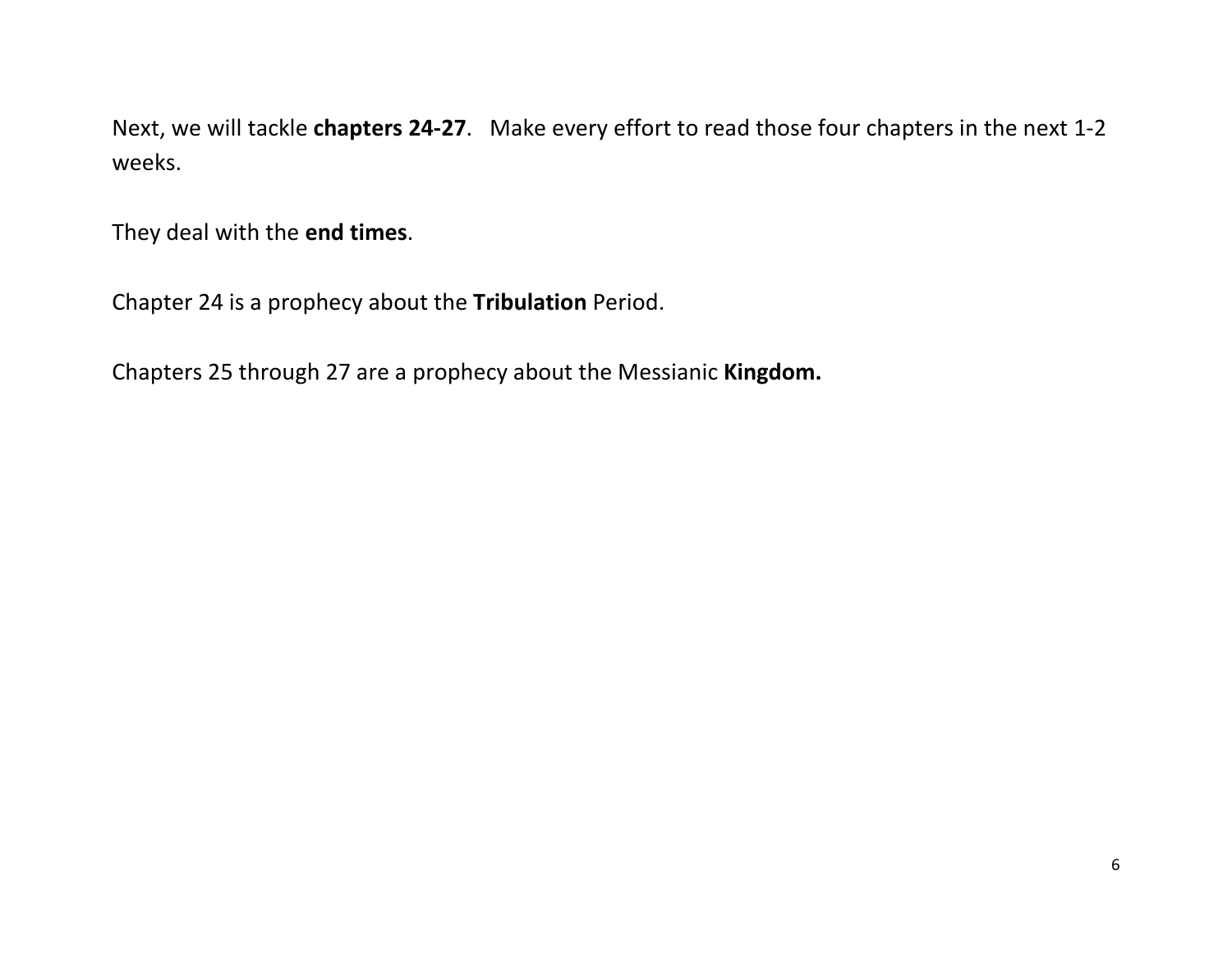Next, we will tackle **chapters 24-27**. Make every effort to read those four chapters in the next 1-2 weeks.

They deal with the **end times**.

Chapter 24 is a prophecy about the **Tribulation** Period.

Chapters 25 through 27 are a prophecy about the Messianic **Kingdom.**